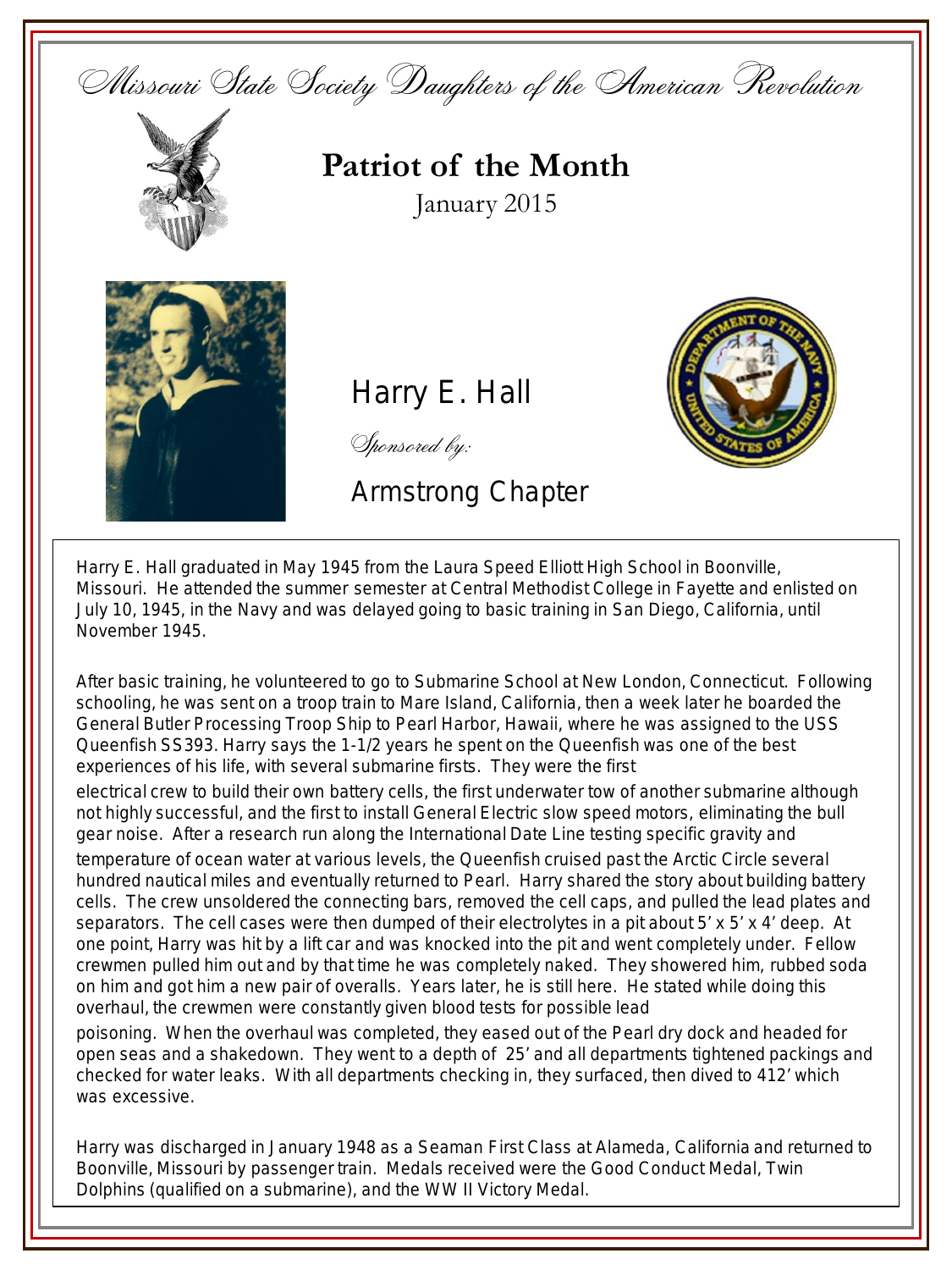*Missouri State Society Daughters of the American Revolution*

# Patriot of the Month

January 2015

## Harry E. Hall

*Sponsored by:*

Armstrong Chapter

Harry E. Hall graduated in May 1945 from the Laura Speed Elliott High School in Boonville, Missouri. He attended the summer semester at Central Methodist College in Fayette and enlisted on July 10, 1945, in the Navy and was delayed going to basic training in San Diego, California, until November 1945.

After basic training, he volunteered to go to Submarine School at New London, Connecticut. Following schooling, he was sent on a troop train to Mare Island, California, then a week later he boarded the General Butler Processing Troop Ship to Pearl Harbor, Hawaii, where he was assigned to the USS Queenfish SS393. Harry says the 1-1/2 years he spent on the Queenfish was one of the best experiences of his life, with several submarine firsts. They were the first electrical crew to build their own battery cells, the first underwater tow of another submarine although not highly successful, and the first to install General Electric slow speed motors, eliminating the bull gear noise. After a research run along the International Date Line testing specific gravity and temperature of ocean water at various levels, the Queenfish cruised past the Arctic Circle several hundred nautical miles and eventually returned to Pearl. Harry shared the story about building battery cells. The crew unsoldered the connecting bars, removed the cell caps, and pulled the lead plates and separators. The cell cases were then dumped of their electrolytes in a pit about 5' x 5' x 4' deep. At one point, Harry was hit by a lift car and was knocked into the pit and went completely under. Fellow crewmen pulled him out and by that time he was completely naked. They showered him, rubbed soda on him and got him a new pair of overalls. Years later, he is still here. He stated while doing this overhaul, the crewmen were constantly given blood tests for possible lead poisoning. When the overhaul was completed, they eased out of the Pearl dry dock and headed for open seas and a shakedown. They went to a depth of 25' and all departments tightened packings and checked for water leaks. With all departments checking in, they surfaced, then dived to 412' which was excessive.

Harry was discharged in January 1948 as a Seaman First Class at Alameda, California and returned to Boonville, Missouri by passenger train. Medals received were the Good Conduct Medal, Twin Dolphins (qualified on a submarine), and the WW II Victory Medal.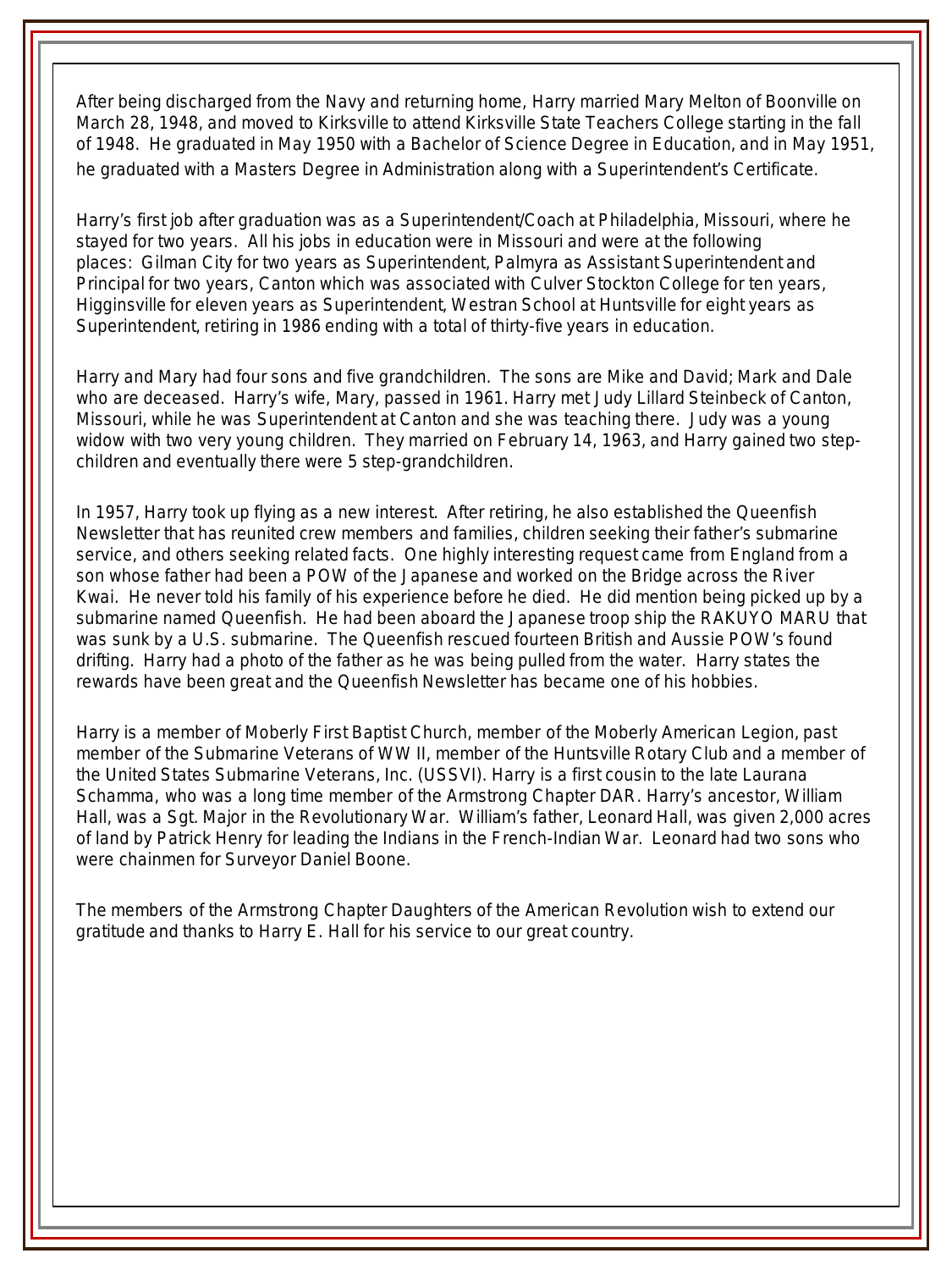After being discharged from the Navy and returning home, Harry married Mary Melton of Boonville on March 28, 1948, and moved to Kirksville to attend Kirksville State Teachers College starting in the fall of 1948. He graduated in May 1950 with a Bachelor of Science Degree in Education, and in May 1951, he graduated with a Masters Degree in Administration along with a Superintendent's Certificate.

Harry's first job after graduation was as a Superintendent/Coach at Philadelphia, Missouri, where he stayed for two years. All his jobs in education were in Missouri and were at the following places: Gilman City for two years as Superintendent, Palmyra as Assistant Superintendent and Principal for two years, Canton which was associated with Culver Stockton College for ten years, Higginsville for eleven years as Superintendent, Westran School at Huntsville for eight years as Superintendent, retiring in 1986 ending with a total of thirty-five years in education.

Harry and Mary had four sons and five grandchildren. The sons are Mike and David; Mark and Dale who are deceased. Harry's wife, Mary, passed in 1961. Harry met Judy Lillard Steinbeck of Canton, Missouri, while he was Superintendent at Canton and she was teaching there. Judy was a young widow with two very young children. They married on February 14, 1963, and Harry gained two step-children and eventually there were 5 step-grandchildren.

In 1957, Harry took up flying as a new interest. After retiring, he also established the Queenfish Newsletter that has reunited crew members and families, children seeking their father's submarine service, and others seeking related facts. One highly interesting request came from England from a son whose father had been a POW of the Japanese and worked on the Bridge across the River Kwai. He never told his family of his experience before he died. He did mention being picked up by a submarine named Queenfish. He had been aboard the Japanese troop ship the RAKUYO MARU that was sunk by a U.S. submarine. The Queenfish rescued fourteen British and Aussie POW's found drifting. Harry had a photo of the father as he was being pulled from the water. Harry states the rewards have been great and the Queenfish Newsletter has became one of his hobbies.

Harry is a member of Moberly First Baptist Church, member of the Moberly American Legion, past member of the Submarine Veterans of WW II, member of the Huntsville Rotary Club and a member of the United States Submarine Veterans, Inc. (USSVI). Harry is a first cousin to the late Laurana Schamma, who was a long time member of the Armstrong Chapter DAR. Harry's ancestor, William Hall, was a Sgt. Major in the Revolutionary War. William's father, Leonard Hall, was given 2,000 acres of land by Patrick Henry for leading the Indians in the French-Indian War. Leonard had two sons who were chainmen for Surveyor Daniel Boone.

The members of the Armstrong Chapter Daughters of the American Revolution wish to extend our gratitude and thanks to Harry E. Hall for his service to our great country.